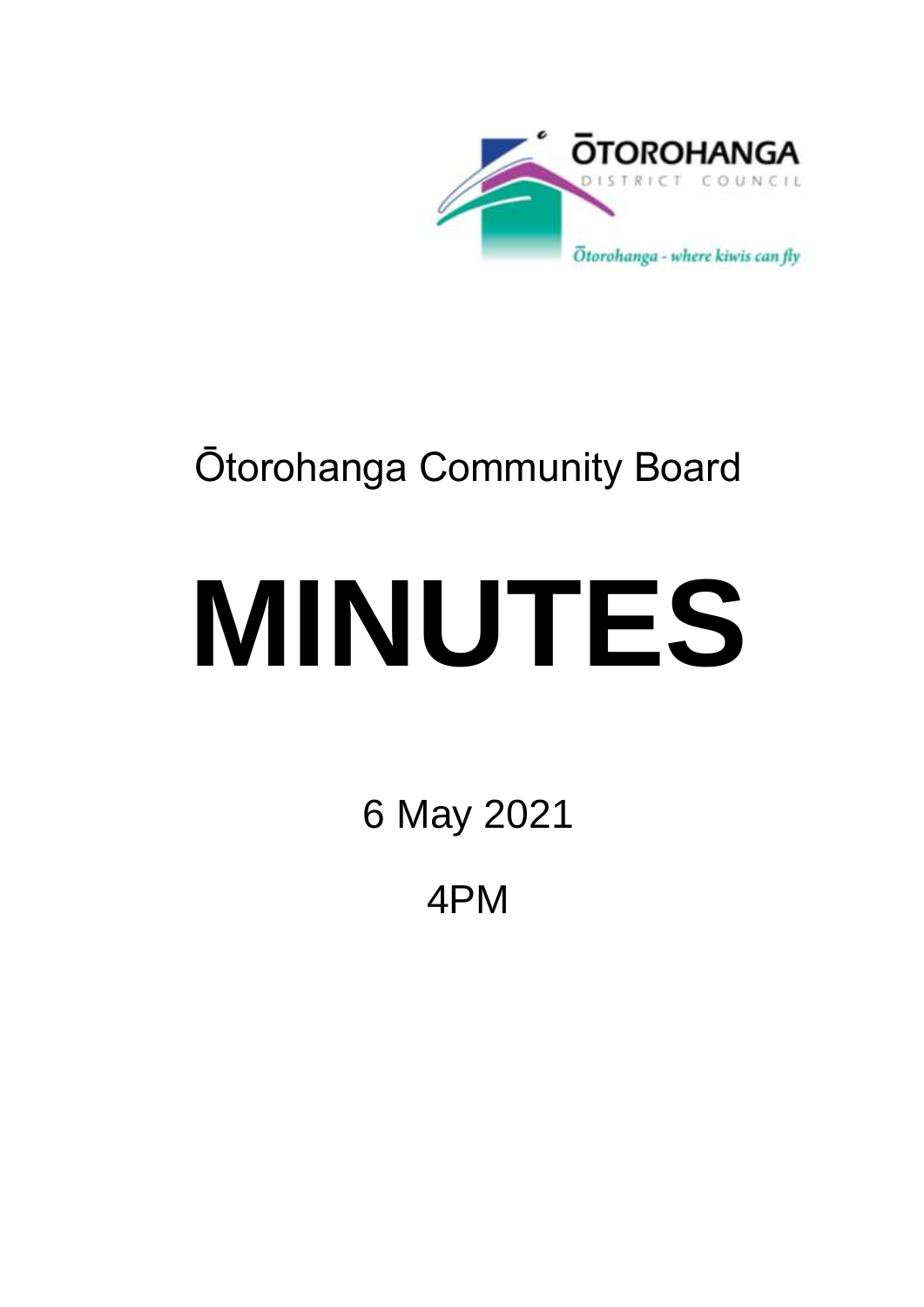ŌTOROHANGA
DISTRICT COUNCIL
Ōtorohanga - where kiwis can fly

Ōtorohanga Community Board

# MINUTES

6 May 2021

4PM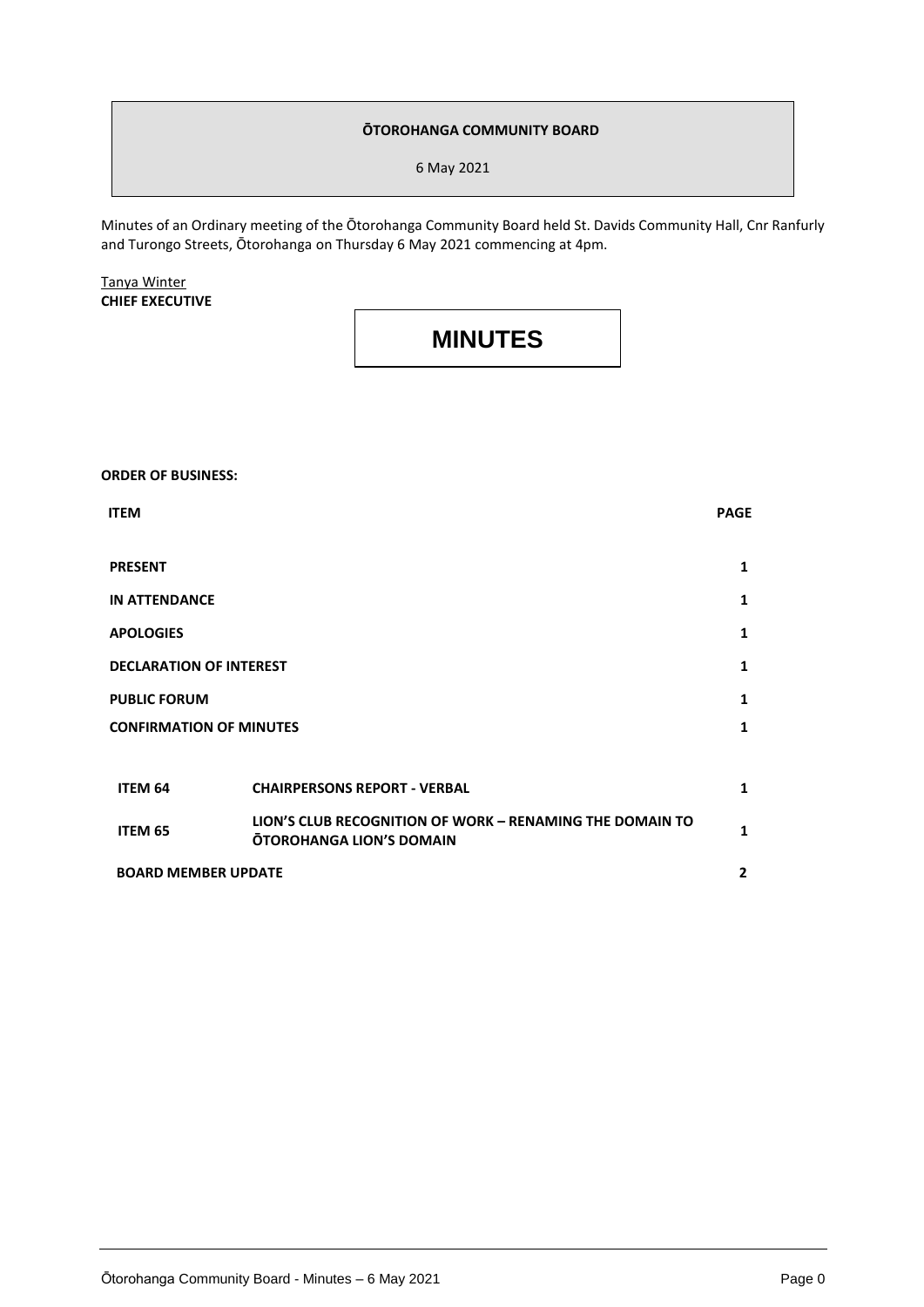**ŌTOROHANGA COMMUNITY BOARD**

6 May 2021

Minutes of an Ordinary meeting of the Ōtorohanga Community Board held St. Davids Community Hall, Cnr Ranfurly and Turongo Streets, Ōtorohanga on Thursday 6 May 2021 commencing at 4pm.

Tanya Winter
**CHIEF EXECUTIVE**

# MINUTES

**ORDER OF BUSINESS:**

| ITEM | | PAGE |
|---|---|---|
| **PRESENT** | | **1** |
| **IN ATTENDANCE** | | **1** |
| **APOLOGIES** | | **1** |
| **DECLARATION OF INTEREST** | | **1** |
| **PUBLIC FORUM** | | **1** |
| **CONFIRMATION OF MINUTES** | | **1** |
| **ITEM 64** | **CHAIRPERSONS REPORT - VERBAL** | **1** |
| **ITEM 65** | **LION'S CLUB RECOGNITION OF WORK – RENAMING THE DOMAIN TO ŌTOROHANGA LION'S DOMAIN** | **1** |
| **BOARD MEMBER UPDATE** | | **2** |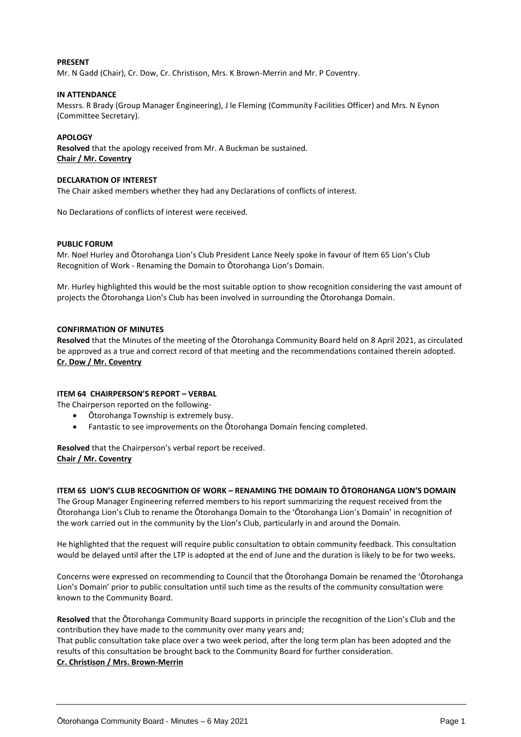**PRESENT**

Mr. N Gadd (Chair), Cr. Dow, Cr. Christison, Mrs. K Brown-Merrin and Mr. P Coventry.

**IN ATTENDANCE**

Messrs. R Brady (Group Manager Engineering), J le Fleming (Community Facilities Officer) and Mrs. N Eynon (Committee Secretary).

**APOLOGY**

**Resolved** that the apology received from Mr. A Buckman be sustained.
**Chair / Mr. Coventry**

**DECLARATION OF INTEREST**

The Chair asked members whether they had any Declarations of conflicts of interest.

No Declarations of conflicts of interest were received.

**PUBLIC FORUM**

Mr. Noel Hurley and Ōtorohanga Lion's Club President Lance Neely spoke in favour of Item 65 Lion's Club Recognition of Work - Renaming the Domain to Ōtorohanga Lion's Domain.

Mr. Hurley highlighted this would be the most suitable option to show recognition considering the vast amount of projects the Ōtorohanga Lion's Club has been involved in surrounding the Ōtorohanga Domain.

**CONFIRMATION OF MINUTES**

**Resolved** that the Minutes of the meeting of the Ōtorohanga Community Board held on 8 April 2021, as circulated be approved as a true and correct record of that meeting and the recommendations contained therein adopted.
**Cr. Dow / Mr. Coventry**

**ITEM 64 CHAIRPERSON'S REPORT – VERBAL**

The Chairperson reported on the following-

- Ōtorohanga Township is extremely busy.
- Fantastic to see improvements on the Ōtorohanga Domain fencing completed.

**Resolved** that the Chairperson's verbal report be received.
**Chair / Mr. Coventry**

**ITEM 65 LION'S CLUB RECOGNITION OF WORK – RENAMING THE DOMAIN TO ŌTOROHANGA LION'S DOMAIN**

The Group Manager Engineering referred members to his report summarizing the request received from the Ōtorohanga Lion's Club to rename the Ōtorohanga Domain to the 'Ōtorohanga Lion's Domain' in recognition of the work carried out in the community by the Lion's Club, particularly in and around the Domain.

He highlighted that the request will require public consultation to obtain community feedback. This consultation would be delayed until after the LTP is adopted at the end of June and the duration is likely to be for two weeks.

Concerns were expressed on recommending to Council that the Ōtorohanga Domain be renamed the 'Ōtorohanga Lion's Domain' prior to public consultation until such time as the results of the community consultation were known to the Community Board.

**Resolved** that the Ōtorohanga Community Board supports in principle the recognition of the Lion's Club and the contribution they have made to the community over many years and;
That public consultation take place over a two week period, after the long term plan has been adopted and the results of this consultation be brought back to the Community Board for further consideration.
**Cr. Christison / Mrs. Brown-Merrin**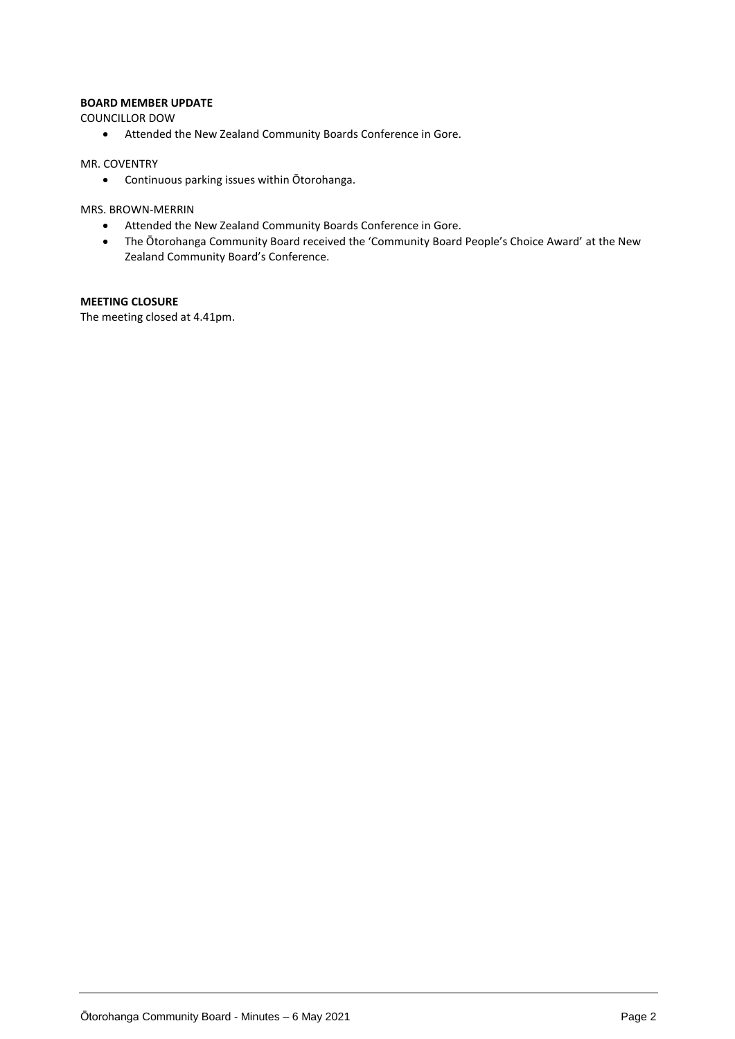**BOARD MEMBER UPDATE**

COUNCILLOR DOW

- Attended the New Zealand Community Boards Conference in Gore.

MR. COVENTRY

- Continuous parking issues within Ōtorohanga.

MRS. BROWN-MERRIN

- Attended the New Zealand Community Boards Conference in Gore.
- The Ōtorohanga Community Board received the 'Community Board People's Choice Award' at the New Zealand Community Board's Conference.

**MEETING CLOSURE**

The meeting closed at 4.41pm.